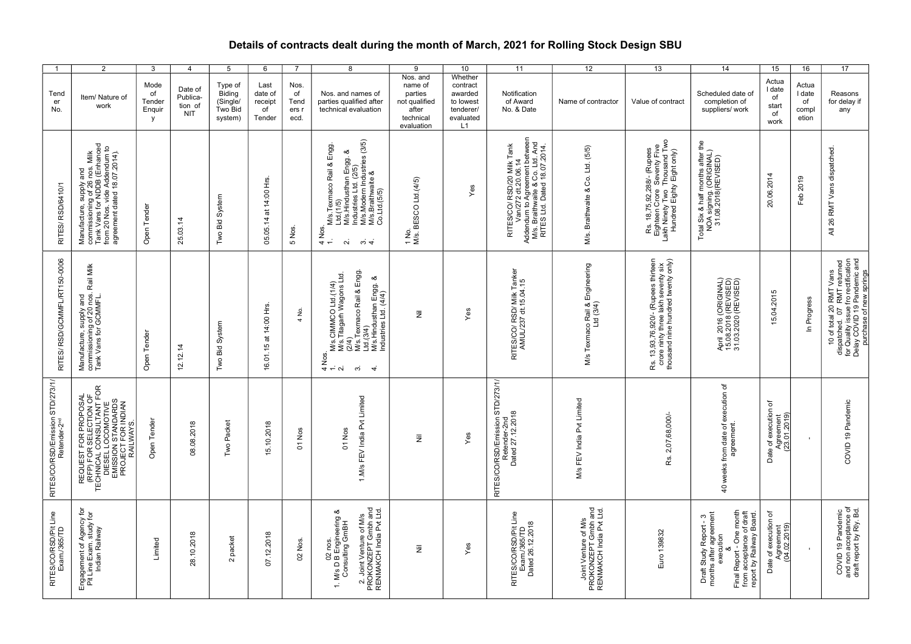# Details of contracts dealt during the month of March, 2021 for Rolling Stock Design SBU

| 1 | 2 | 3 | 4 | 5 | 6 | 7 | 8 | 9 | 10 | 11 | 12 | 13 | 14 | 15 | 16 | 17 |
|---|---|---|---|---|---|---|---|---|---|---|---|---|---|---|---|---|
| Tender No. | Item/ Nature of work | Mode of Tender Enquiry | Date of Publication of NIT | Type of Biding (Single/ Two Bid system) | Last date of receipt of Tender | Nos. of Tenders recd. | Nos. and names of parties qualified after technical evaluation | Nos. and name of parties not qualified after technical evaluation | Whether contract awarded to lowest tenderer/ evaluated L1 | Notification of Award No. & Date | Name of contractor | Value of contract | Scheduled date of completion of suppliers/ work | Actual date of start of work | Actual date of completion | Reasons for delay if any |
| RITES/ RSD/6410/1 | Manufacture, supply and commissioning of 26 nos. Milk Tank Vans for NDDB (Enhanced from 20 Nos. vide Addendum to agreement dated 18.07.2014). | Open Tender | 25.03.14 | Two Bid System | 05.05.14 at 14:00 Hrs. | 5 Nos. | 4 Nos. 1. M/s Texmaco Rail & Engg. Ltd.(1/5) 2. M/s.Hindusthan Engg. & Industries Ltd. (2/5) 3. M/s.Modern Industries (3/5) 4. M/s.Braithwaite & Co.Ltd.(5/5) | 1 No. M/s. BESCO Ltd.(4/5) | Yes | RITES/CO/ RSD/20 Milk Tank Van/272 dt.20.06.14 Addendum to Agreement between M/s. Braithwaite & Co. Ltd. And RITES Ltd. Dated 18.07.2014. | M/s. Braithwaite & Co. Ltd. (5/5) | Rs. 18,75,92,288/- (Rupees Eighteen Crore Seventy Five Lakh Ninety Two Thousand Two Hundred Eighty Eight only) | Total Six & half months after the NOA signing. (ORIGINAL) 31.08.2018(REVISED) | 20.06.2014 | Feb 2019 | All 26 RMT Vans dispatched. |
| RITES/ RSD/GCMMFL/RT150-0006 | Manufacture, supply and commissioning of 20 nos. Rail Milk Tank Vans for GCMMFL. | Open Tender | 12.12.14 | Two Bid System | 16.01.15 at 14:00 Hrs. | 4 No. | 4 Nos. 1. M/s.CIMMCO Ltd.(1/4) 2. M/s.Titagarh Wagons Ltd. (2/4) 3. M/s.Texmaco Rail & Engg. Ltd.(3/4) 4. M/s.Hindusthan Engg. & Industries Ltd. (4/4) | Nil | Yes | RITES/CO/ RSD/ Milk Tanker AMUL/237 dt.15.04.15 | M/s Texmaco Rail & Engineering Ltd (3/4) | Rs. 13,93,76,920/- (Rupees thirteen crore ninty three lakh seventy six thousand nine hundred twenty only) | April 2016 (ORIGINAL) 15.08.2018 (REVISED) 31.03.2020 (REVISED) | 15.04.2015 | In Progress | 10 of total 20 RMT Vans dispatched. 07 RMT returned for Quality issue fro rectification Delay COVID 19 Pandemic and purchase of new springs |
| RITES/CO/RSD/Emission STD/273/1/ Retender-2nd | REQUEST FOR PROPOSAL (RFP) FOR SELECTION OF TECHNICAL CONSULTANT FOR DIESEL LOCOMOTIVE EMISSION STANDARDS PROJECT FOR INDIAN RAILWAYS. | Open Tender | 08.08.2018 | Two Packet | 15.10.2018 | 01 Nos | 01 Nos 1.M/s FEV India Pvt Limited | Nil | Yes | RITES/CO/RSD/Emission STD/273/1/ Retender-2nd Dated 27.12.2018 | M/s FEV India Pvt Limited | Rs. 2,07,68,000/- | 40 weeks from date of execution of agreement. | Date of execution of Agreement (23.01.2019) | - | COVID 19 Pandemic |
| RITES/CO/RSD/Pit Line Exam./365/TD | Engagement of Agency for Pit Line Exam. study for Indian Railway | Limited | 28.10.2018 | 2 packet | 07.12.2018 | 02 Nos. | 02 nos. 1. M/s D B Engineering & Consulting GmBH 2. Joint Venture of M/s PROKONZEPT Gmbh and RENMAKCH India Pvt Ltd. | Nil | Yes | RITES/CO/RSD/Pit Line Exam./365/TD Dated 26.12.2018 | Joint Venture of M/s PROKONZEPT Gmbh and RENMAKCH India Pvt Ltd. | Euro 139832 | Draft Study Report - 3 months after agreement execution & Final Report - One month from acceptance of draft report by Railway Board. | Date of execution of Agreement (04.02.2019) | - | COVID 19 Pandemic and non acceptance of draft report by Rly. Bd. |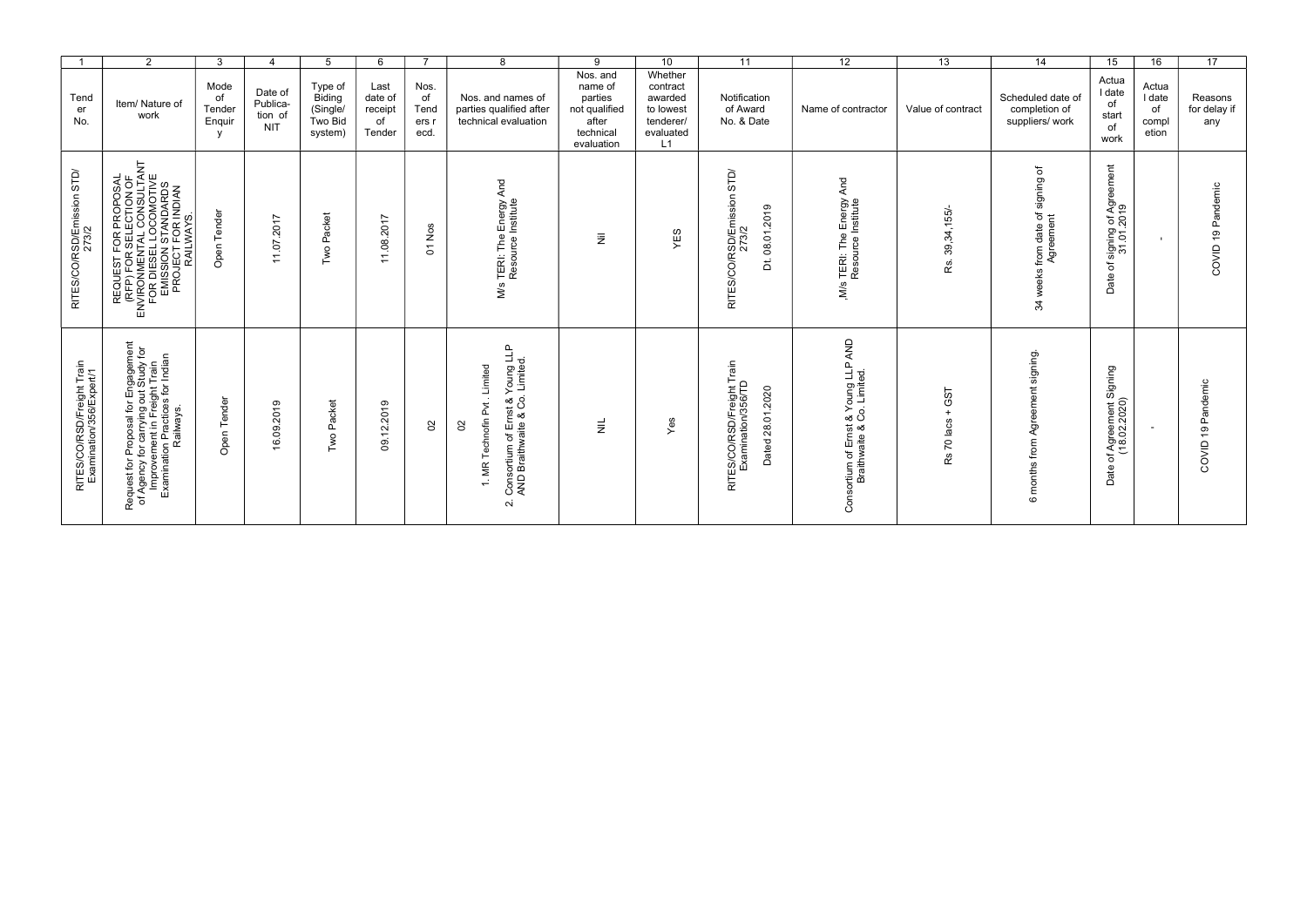| 1 | 2 | 3 | 4 | 5 | 6 | 7 | 8 | 9 | 10 | 11 | 12 | 13 | 14 | 15 | 16 | 17 |
|---|---|---|---|---|---|---|---|---|---|---|---|---|---|---|---|---|
| Tender No. | Item/ Nature of work | Mode of Tender Enquiry | Date of Publication of NIT | Type of Biding (Single/ Two Bid system) | Last date of receipt of Tender | Nos. of Tenders recd. | Nos. and names of parties qualified after technical evaluation | Nos. and name of parties not qualified after technical evaluation | Whether contract awarded to lowest tenderer/ evaluated L1 | Notification of Award No. & Date | Name of contractor | Value of contract | Scheduled date of completion of suppliers/ work | Actual date of start of work | Actual date of completion | Reasons for delay if any |
| RITES/CO/RSD/Emission STD/ 273/2 | REQUEST FOR PROPOSAL (RFP) FOR SELECTION OF ENVIRONMENTAL CONSULTANT FOR DIESEL LOCOMOTIVE EMISSION STANDARDS PROJECT FOR INDIAN RAILWAYS. | Open Tender | 11.07.2017 | Two Packet | 11.08.2017 | 01 Nos | M/s TERI: The Energy And Resource Institute | Nil | YES | RITES/CO/RSD/Emission STD/ 273/2 Dt. 08.01.2019 | ,M/s TERI: The Energy And Resource Institute | Rs. 39,34,155/- | 34 weeks from date of signing of Agreement | Date of signing of Agreement 31.01.2019 | - | COVID 19 Pandemic |
| RITES/CO/RSD/Freight Train Examination/356/Expert/1 | Request for Proposal for Engagement of Agency for carrying out Study for Improvement in Freight Train Examination Practices for Indian Railways. | Open Tender | 16.09.2019 | Two Packet | 09.12.2019 | 02 | 02<br>1. MR Technofin Pvt. Limited<br>2. Consortium of Ernst & Young LLP AND Braithwaite & Co. Limited. | NIL | Yes | RITES/CO/RSD/Freight Train Examination/356/TD Dated 28.01.2020 | Consortium of Ernst & Young LLP AND Braithwaite & Co. Limited. | Rs 70 lacs + GST | 6 months from Agreement signing. | Date of Agreement Signing (18.02.2020) | - | COVID 19 Pandemic |